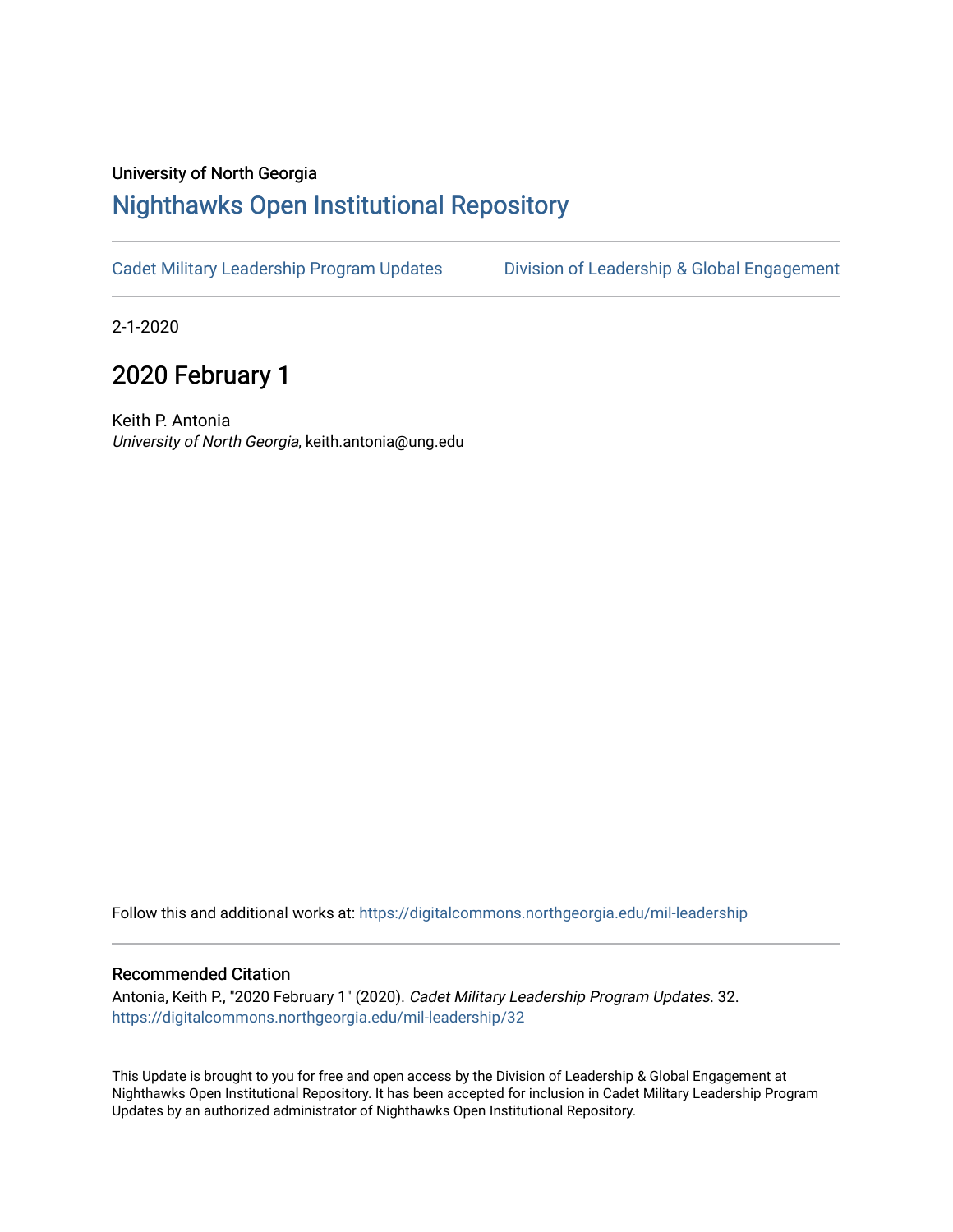University of North Georgia

# Nighthawks Open Institutional Repository

Cadet Military Leadership Program Updates    Division of Leadership & Global Engagement

2-1-2020

## 2020 February 1

Keith P. Antonia
*University of North Georgia*, keith.antonia@ung.edu

Follow this and additional works at: https://digitalcommons.northgeorgia.edu/mil-leadership

### Recommended Citation

Antonia, Keith P., "2020 February 1" (2020). *Cadet Military Leadership Program Updates*. 32.
https://digitalcommons.northgeorgia.edu/mil-leadership/32

This Update is brought to you for free and open access by the Division of Leadership & Global Engagement at Nighthawks Open Institutional Repository. It has been accepted for inclusion in Cadet Military Leadership Program Updates by an authorized administrator of Nighthawks Open Institutional Repository.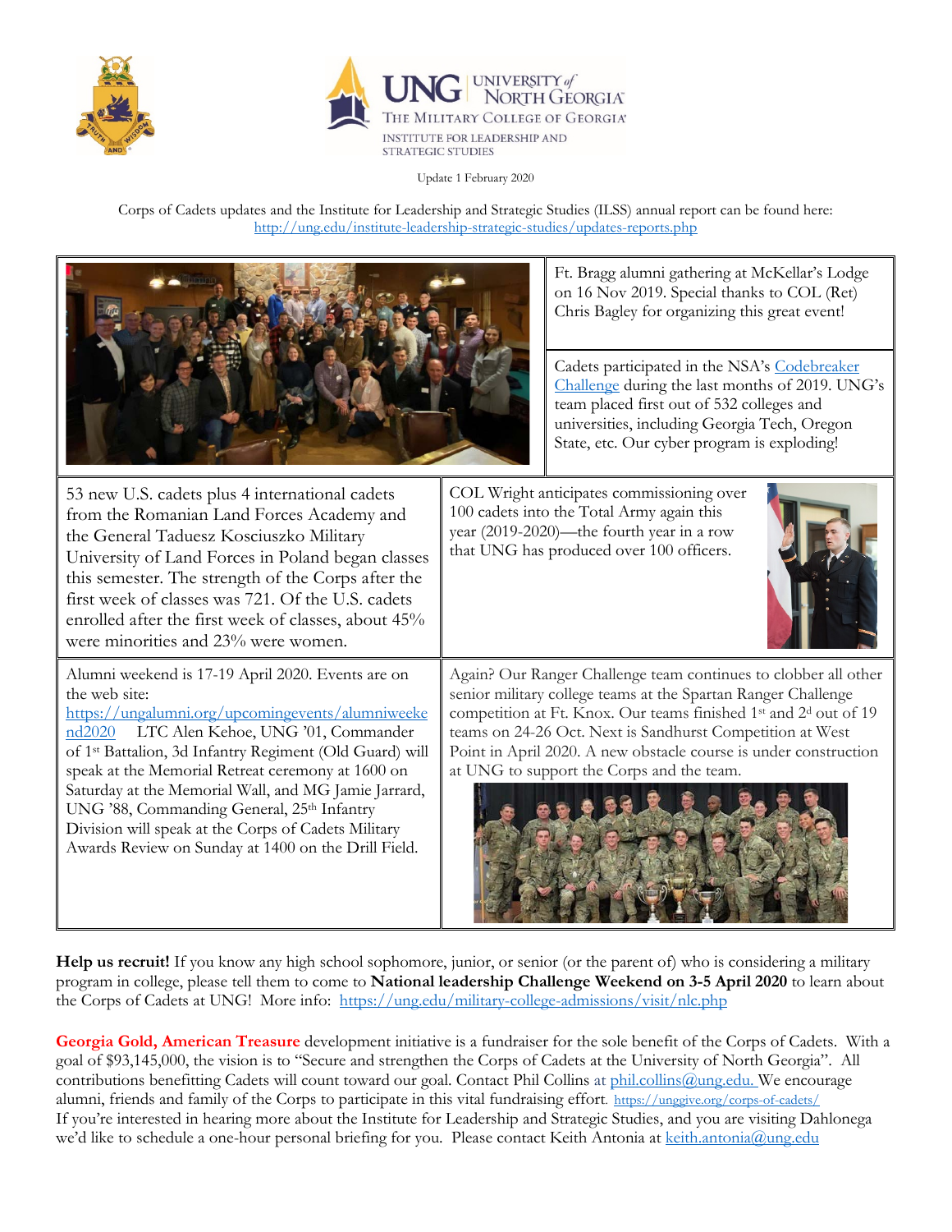Update 1 February 2020

Corps of Cadets updates and the Institute for Leadership and Strategic Studies (ILSS) annual report can be found here: http://ung.edu/institute-leadership-strategic-studies/updates-reports.php

Ft. Bragg alumni gathering at McKellar's Lodge on 16 Nov 2019. Special thanks to COL (Ret) Chris Bagley for organizing this great event!

Cadets participated in the NSA's Codebreaker Challenge during the last months of 2019. UNG's team placed first out of 532 colleges and universities, including Georgia Tech, Oregon State, etc. Our cyber program is exploding!

53 new U.S. cadets plus 4 international cadets from the Romanian Land Forces Academy and the General Taduesz Kosciuszko Military University of Land Forces in Poland began classes this semester. The strength of the Corps after the first week of classes was 721. Of the U.S. cadets enrolled after the first week of classes, about 45% were minorities and 23% were women.

COL Wright anticipates commissioning over 100 cadets into the Total Army again this year (2019-2020)—the fourth year in a row that UNG has produced over 100 officers.

Alumni weekend is 17-19 April 2020. Events are on the web site: https://ungalumni.org/upcomingevents/alumniweekend2020 LTC Alen Kehoe, UNG '01, Commander of 1st Battalion, 3d Infantry Regiment (Old Guard) will speak at the Memorial Retreat ceremony at 1600 on Saturday at the Memorial Wall, and MG Jamie Jarrard, UNG '88, Commanding General, 25th Infantry Division will speak at the Corps of Cadets Military Awards Review on Sunday at 1400 on the Drill Field.

Again? Our Ranger Challenge team continues to clobber all other senior military college teams at the Spartan Ranger Challenge competition at Ft. Knox. Our teams finished 1st and 2d out of 19 teams on 24-26 Oct. Next is Sandhurst Competition at West Point in April 2020. A new obstacle course is under construction at UNG to support the Corps and the team.

**Help us recruit!** If you know any high school sophomore, junior, or senior (or the parent of) who is considering a military program in college, please tell them to come to **National leadership Challenge Weekend on 3-5 April 2020** to learn about the Corps of Cadets at UNG! More info: https://ung.edu/military-college-admissions/visit/nlc.php

**Georgia Gold, American Treasure** development initiative is a fundraiser for the sole benefit of the Corps of Cadets. With a goal of $93,145,000, the vision is to "Secure and strengthen the Corps of Cadets at the University of North Georgia". All contributions benefitting Cadets will count toward our goal. Contact Phil Collins at phil.collins@ung.edu. We encourage alumni, friends and family of the Corps to participate in this vital fundraising effort. https://unggive.org/corps-of-cadets/

If you're interested in hearing more about the Institute for Leadership and Strategic Studies, and you are visiting Dahlonega we'd like to schedule a one-hour personal briefing for you. Please contact Keith Antonia at keith.antonia@ung.edu